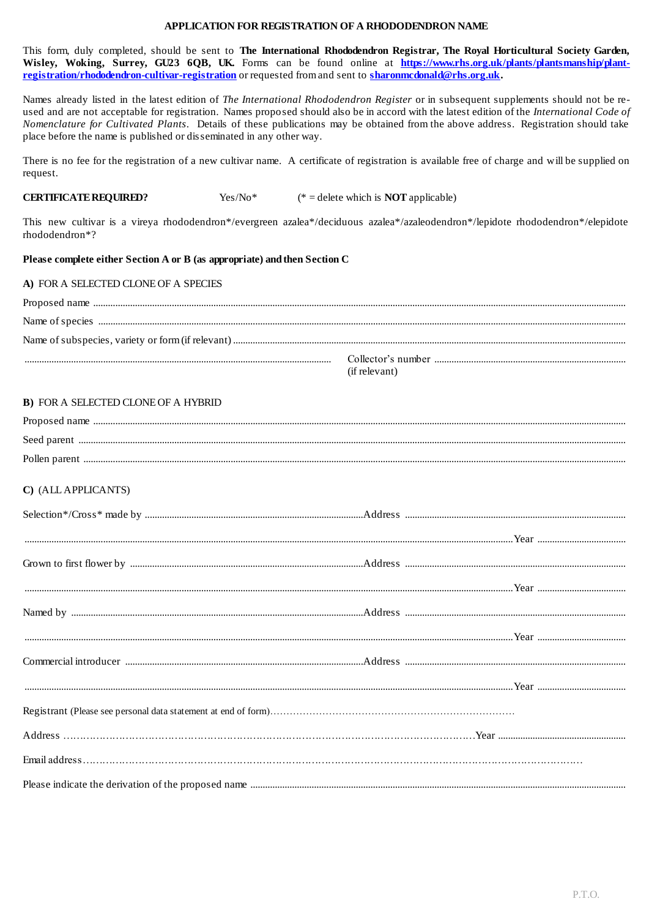# APPLICATION FOR REGISTRATION OF A RHODODENDRON NAME

This form, duly completed, should be sent to **The International Rhododendron Registrar, The Royal Horticultural Society Garden, Wisley, Woking, Surrey, GU23 6QB, UK.** Forms can be found online at **https://www.rhs.org.uk/plants/plantsmanship/plant-registration/rhododendron-cultivar-registration** or requested from and sent to **sharonmcdonald@rhs.org.uk.**

Names already listed in the latest edition of *The International Rhododendron Register* or in subsequent supplements should not be re-used and are not acceptable for registration. Names proposed should also be in accord with the latest edition of the *International Code of Nomenclature for Cultivated Plants*. Details of these publications may be obtained from the above address. Registration should take place before the name is published or disseminated in any other way.

There is no fee for the registration of a new cultivar name. A certificate of registration is available free of charge and will be supplied on request.

**CERTIFICATE REQUIRED?** Yes/No* (* = delete which is **NOT** applicable)

This new cultivar is a vireya rhododendron*/evergreen azalea*/deciduous azalea*/azaleodendron*/lepidote rhododendron*/elepidote rhododendron*?

**Please complete either Section A or B (as appropriate) and then Section C**

**A)** FOR A SELECTED CLONE OF A SPECIES

Proposed name ...............................................................................................

Name of species ...............................................................................................

Name of subspecies, variety or form (if relevant) ...............................................................................................

............................................................................................... Collector's number ............................................................................................... (if relevant)

**B)** FOR A SELECTED CLONE OF A HYBRID

Proposed name ...............................................................................................

Seed parent ...............................................................................................

Pollen parent ...............................................................................................

**C)** (ALL APPLICANTS)

Selection*/Cross* made by ............................................................................................... Address ...............................................................................................

............................................................................................... Year ...............................................................................................

Grown to first flower by ............................................................................................... Address ...............................................................................................

............................................................................................... Year ...............................................................................................

Named by ............................................................................................... Address ...............................................................................................

............................................................................................... Year ...............................................................................................

Commercial introducer ............................................................................................... Address ...............................................................................................

............................................................................................... Year ...............................................................................................

Registrant (Please see personal data statement at end of form)...............................................................................................

Address ............................................................................................... Year ...............................................................................................

Email address...............................................................................................

Please indicate the derivation of the proposed name ...............................................................................................

P.T.O.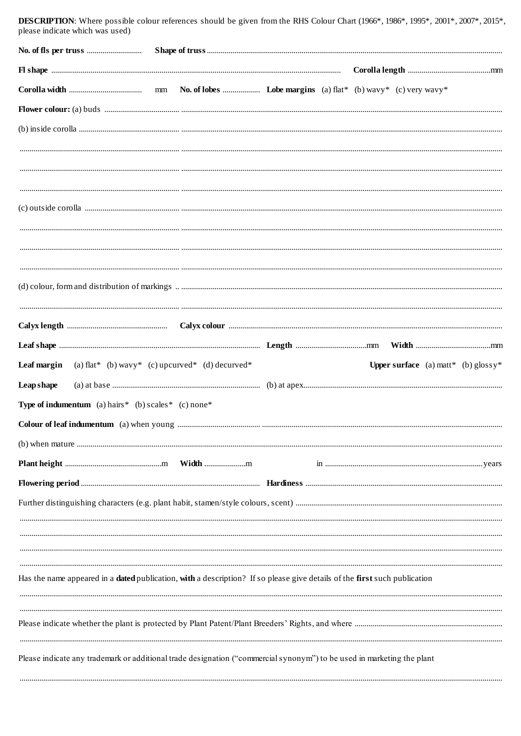**DESCRIPTION**: Where possible colour references should be given from the RHS Colour Chart (1966*, 1986*, 1995*, 2001*, 2007*, 2015*, please indicate which was used)

**No. of fls per truss** ............................ **Shape of truss** ..........................................................................................................

**Fl shape** .......................................................................................................... **Corolla length** ..........................................mm

**Corolla width** ..................................... mm **No. of lobes** ................... **Lobe margins** (a) flat* (b) wavy* (c) very wavy*

**Flower colour:** (a) buds ..........................................................................................................................................

(b) inside corolla ..........................................................................................................................................

..........................................................................................................................................

..........................................................................................................................................

..........................................................................................................................................

(c) outside corolla ..........................................................................................................................................

..........................................................................................................................................

..........................................................................................................................................

..........................................................................................................................................

(d) colour, form and distribution of markings .. ..........................................................................................................

..........................................................................................................................................

**Calyx length** .................................................. **Calyx colour** ..........................................................................................

**Leaf shape** ...................................................................................................... **Length** ....................................mm **Width** ......................................mm

**Leaf margin** (a) flat* (b) wavy* (c) upcurved* (d) decurved* **Upper surface** (a) matt* (b) glossy*

**Leap shape** (a) at base ........................................................................... (b) at apex.....................................................................................

**Type of indumentum** (a) hairs* (b) scales* (c) none*

**Colour of leaf indumentum** (a) when young ..........................................................................................................

(b) when mature ..........................................................................................................................................

**Plant height** .................................................m **Width** .....................m in ................................................................................years

**Flowering period** ........................................................................................... **Hardiness** ..........................................................................................

Further distinguishing characters (e.g. plant habit, stamen/style colours, scent) ..........................................................................................

..........................................................................................................................................

..........................................................................................................................................

..........................................................................................................................................

..........................................................................................................................................

Has the name appeared in a **dated** publication, **with** a description? If so please give details of the **first** such publication

..........................................................................................................................................

..........................................................................................................................................

Please indicate whether the plant is protected by Plant Patent/Plant Breeders' Rights, and where ..........................................................................................

..........................................................................................................................................

Please indicate any trademark or additional trade designation ("commercial synonym") to be used in marketing the plant

..........................................................................................................................................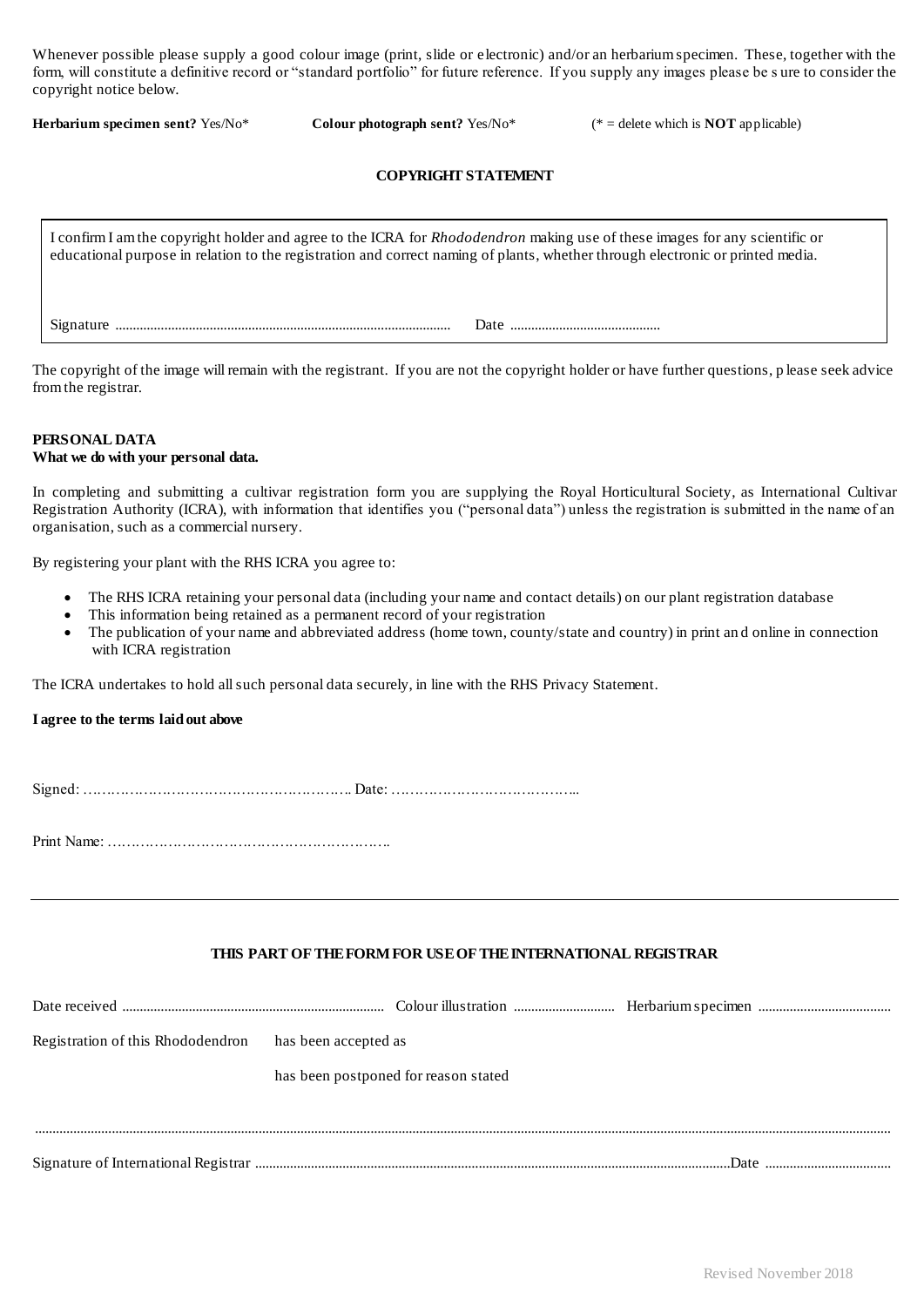Whenever possible please supply a good colour image (print, slide or electronic) and/or an herbarium specimen. These, together with the form, will constitute a definitive record or "standard portfolio" for future reference. If you supply any images please be sure to consider the copyright notice below.

**Herbarium specimen sent?** Yes/No* **Colour photograph sent?** Yes/No* (* = delete which is **NOT** applicable)

**COPYRIGHT STATEMENT**

I confirm I am the copyright holder and agree to the ICRA for *Rhododendron* making use of these images for any scientific or educational purpose in relation to the registration and correct naming of plants, whether through electronic or printed media.

Signature ................................................................................................ Date ...........................................

The copyright of the image will remain with the registrant. If you are not the copyright holder or have further questions, please seek advice from the registrar.

**PERSONAL DATA**
**What we do with your personal data.**

In completing and submitting a cultivar registration form you are supplying the Royal Horticultural Society, as International Cultivar Registration Authority (ICRA), with information that identifies you ("personal data") unless the registration is submitted in the name of an organisation, such as a commercial nursery.

By registering your plant with the RHS ICRA you agree to:

- The RHS ICRA retaining your personal data (including your name and contact details) on our plant registration database
- This information being retained as a permanent record of your registration
- The publication of your name and abbreviated address (home town, county/state and country) in print and online in connection with ICRA registration

The ICRA undertakes to hold all such personal data securely, in line with the RHS Privacy Statement.

**I agree to the terms laid out above**

Signed: ………………………………………………….. Date: …………………………………..

Print Name: …………………………………………………….

---

**THIS PART OF THE FORM FOR USE OF THE INTERNATIONAL REGISTRAR**

Date received ........................................................................... Colour illustration ............................ Herbarium specimen ......................................

Registration of this Rhododendron has been accepted as

has been postponed for reason stated

..........................................................................................................................................................................................................

Signature of International Registrar ..........................................................................................................................Date ....................................

Revised November 2018